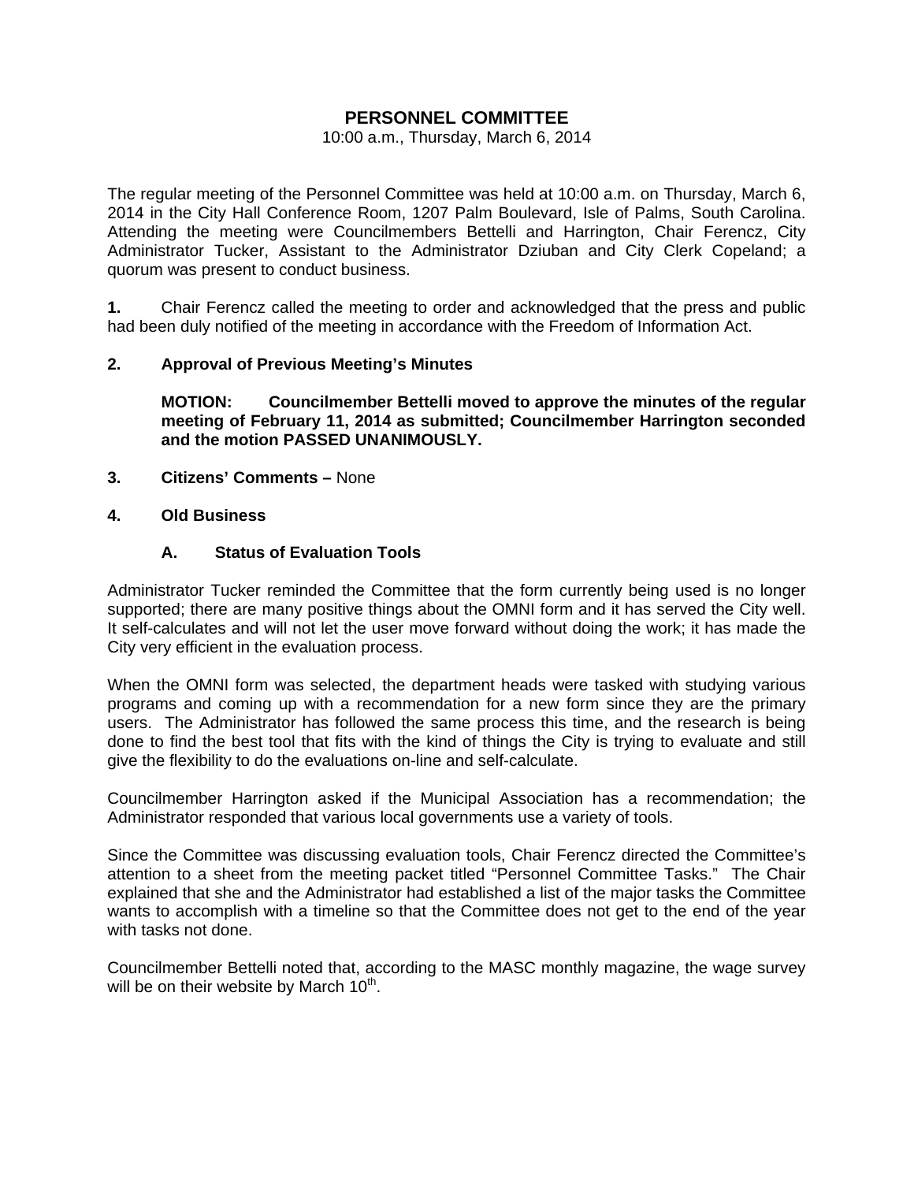# PERSONNEL COMMITTEE

10:00 a.m., Thursday, March 6, 2014

The regular meeting of the Personnel Committee was held at 10:00 a.m. on Thursday, March 6, 2014 in the City Hall Conference Room, 1207 Palm Boulevard, Isle of Palms, South Carolina. Attending the meeting were Councilmembers Bettelli and Harrington, Chair Ferencz, City Administrator Tucker, Assistant to the Administrator Dziuban and City Clerk Copeland; a quorum was present to conduct business.

**1.** Chair Ferencz called the meeting to order and acknowledged that the press and public had been duly notified of the meeting in accordance with the Freedom of Information Act.

**2. Approval of Previous Meeting's Minutes**

**MOTION: Councilmember Bettelli moved to approve the minutes of the regular meeting of February 11, 2014 as submitted; Councilmember Harrington seconded and the motion PASSED UNANIMOUSLY.**

**3. Citizens' Comments –** None

**4. Old Business**

**A. Status of Evaluation Tools**

Administrator Tucker reminded the Committee that the form currently being used is no longer supported; there are many positive things about the OMNI form and it has served the City well. It self-calculates and will not let the user move forward without doing the work; it has made the City very efficient in the evaluation process.

When the OMNI form was selected, the department heads were tasked with studying various programs and coming up with a recommendation for a new form since they are the primary users. The Administrator has followed the same process this time, and the research is being done to find the best tool that fits with the kind of things the City is trying to evaluate and still give the flexibility to do the evaluations on-line and self-calculate.

Councilmember Harrington asked if the Municipal Association has a recommendation; the Administrator responded that various local governments use a variety of tools.

Since the Committee was discussing evaluation tools, Chair Ferencz directed the Committee's attention to a sheet from the meeting packet titled "Personnel Committee Tasks." The Chair explained that she and the Administrator had established a list of the major tasks the Committee wants to accomplish with a timeline so that the Committee does not get to the end of the year with tasks not done.

Councilmember Bettelli noted that, according to the MASC monthly magazine, the wage survey will be on their website by March 10th.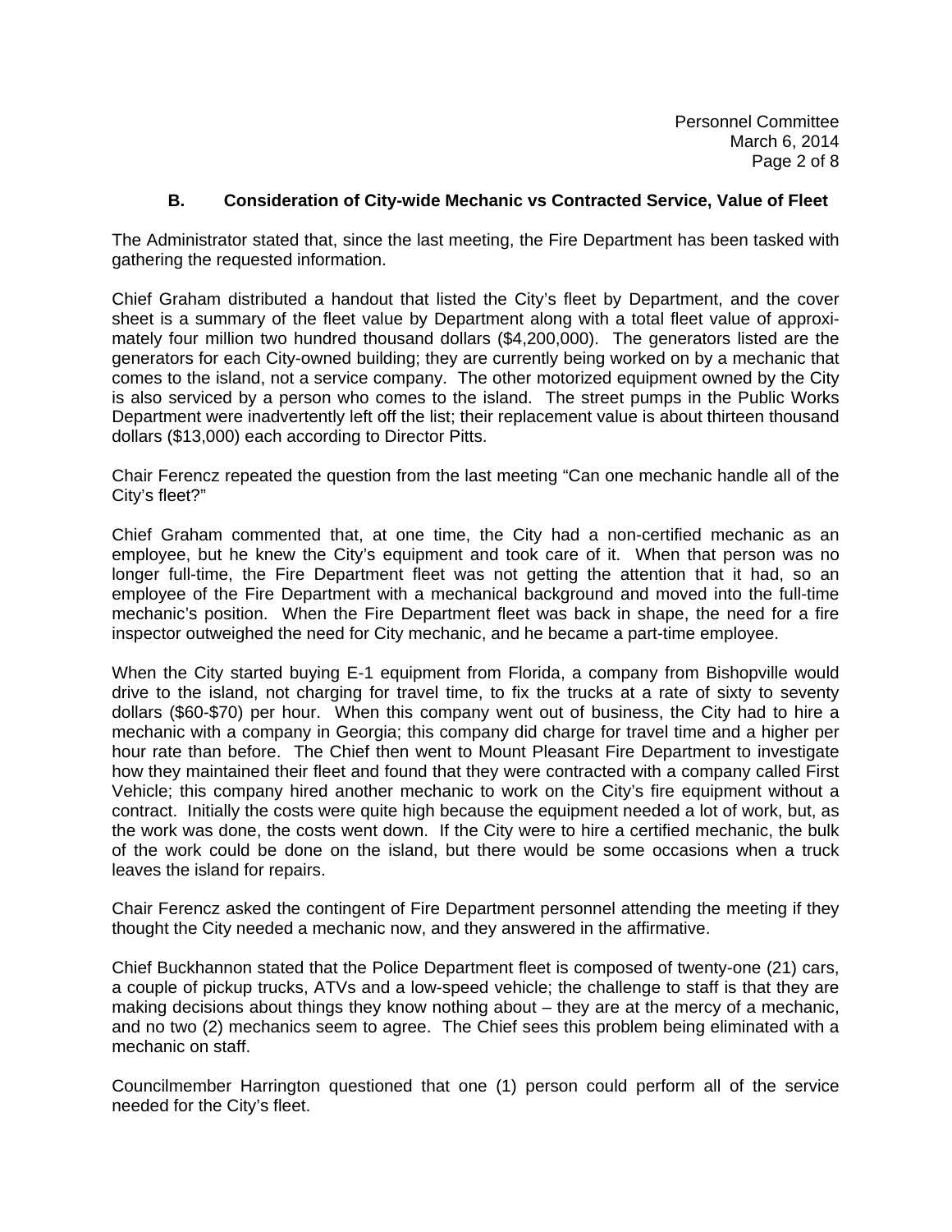### B. Consideration of City-wide Mechanic vs Contracted Service, Value of Fleet

The Administrator stated that, since the last meeting, the Fire Department has been tasked with gathering the requested information.

Chief Graham distributed a handout that listed the City's fleet by Department, and the cover sheet is a summary of the fleet value by Department along with a total fleet value of approximately four million two hundred thousand dollars ($4,200,000). The generators listed are the generators for each City-owned building; they are currently being worked on by a mechanic that comes to the island, not a service company. The other motorized equipment owned by the City is also serviced by a person who comes to the island. The street pumps in the Public Works Department were inadvertently left off the list; their replacement value is about thirteen thousand dollars ($13,000) each according to Director Pitts.

Chair Ferencz repeated the question from the last meeting "Can one mechanic handle all of the City's fleet?"

Chief Graham commented that, at one time, the City had a non-certified mechanic as an employee, but he knew the City's equipment and took care of it. When that person was no longer full-time, the Fire Department fleet was not getting the attention that it had, so an employee of the Fire Department with a mechanical background and moved into the full-time mechanic's position. When the Fire Department fleet was back in shape, the need for a fire inspector outweighed the need for City mechanic, and he became a part-time employee.

When the City started buying E-1 equipment from Florida, a company from Bishopville would drive to the island, not charging for travel time, to fix the trucks at a rate of sixty to seventy dollars ($60-$70) per hour. When this company went out of business, the City had to hire a mechanic with a company in Georgia; this company did charge for travel time and a higher per hour rate than before. The Chief then went to Mount Pleasant Fire Department to investigate how they maintained their fleet and found that they were contracted with a company called First Vehicle; this company hired another mechanic to work on the City's fire equipment without a contract. Initially the costs were quite high because the equipment needed a lot of work, but, as the work was done, the costs went down. If the City were to hire a certified mechanic, the bulk of the work could be done on the island, but there would be some occasions when a truck leaves the island for repairs.

Chair Ferencz asked the contingent of Fire Department personnel attending the meeting if they thought the City needed a mechanic now, and they answered in the affirmative.

Chief Buckhannon stated that the Police Department fleet is composed of twenty-one (21) cars, a couple of pickup trucks, ATVs and a low-speed vehicle; the challenge to staff is that they are making decisions about things they know nothing about – they are at the mercy of a mechanic, and no two (2) mechanics seem to agree. The Chief sees this problem being eliminated with a mechanic on staff.

Councilmember Harrington questioned that one (1) person could perform all of the service needed for the City's fleet.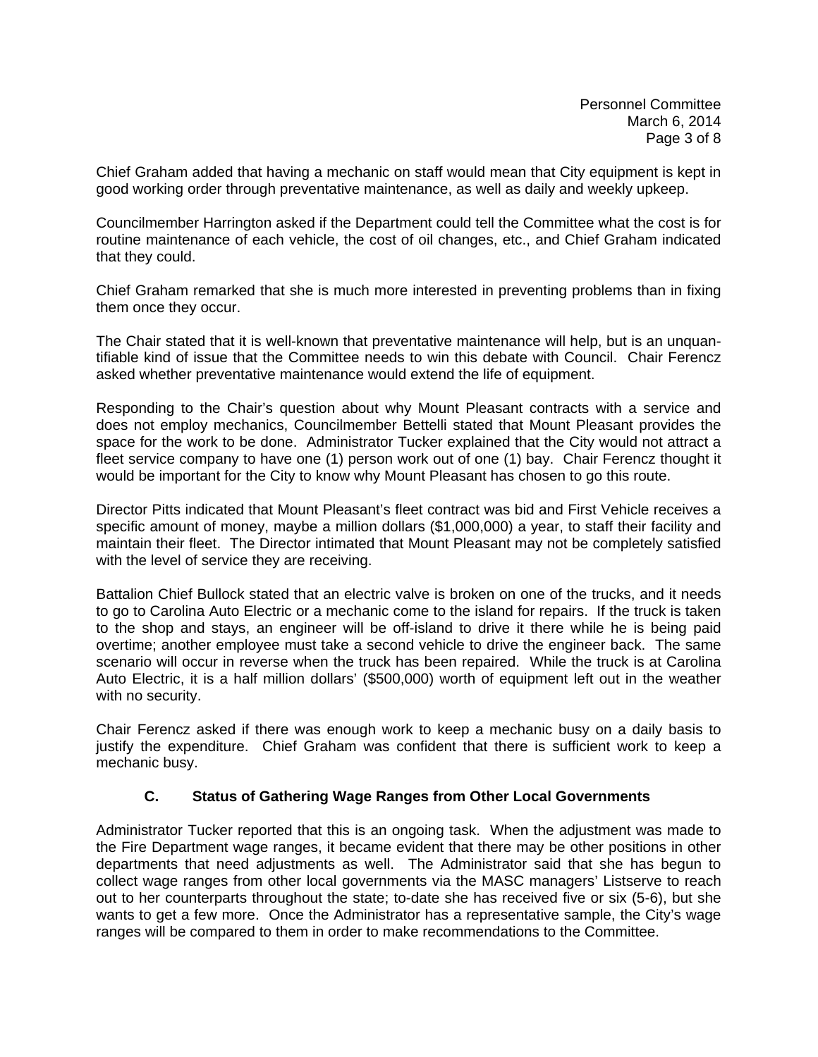Chief Graham added that having a mechanic on staff would mean that City equipment is kept in good working order through preventative maintenance, as well as daily and weekly upkeep.

Councilmember Harrington asked if the Department could tell the Committee what the cost is for routine maintenance of each vehicle, the cost of oil changes, etc., and Chief Graham indicated that they could.

Chief Graham remarked that she is much more interested in preventing problems than in fixing them once they occur.

The Chair stated that it is well-known that preventative maintenance will help, but is an unquantifiable kind of issue that the Committee needs to win this debate with Council. Chair Ferencz asked whether preventative maintenance would extend the life of equipment.

Responding to the Chair's question about why Mount Pleasant contracts with a service and does not employ mechanics, Councilmember Bettelli stated that Mount Pleasant provides the space for the work to be done. Administrator Tucker explained that the City would not attract a fleet service company to have one (1) person work out of one (1) bay. Chair Ferencz thought it would be important for the City to know why Mount Pleasant has chosen to go this route.

Director Pitts indicated that Mount Pleasant's fleet contract was bid and First Vehicle receives a specific amount of money, maybe a million dollars ($1,000,000) a year, to staff their facility and maintain their fleet. The Director intimated that Mount Pleasant may not be completely satisfied with the level of service they are receiving.

Battalion Chief Bullock stated that an electric valve is broken on one of the trucks, and it needs to go to Carolina Auto Electric or a mechanic come to the island for repairs. If the truck is taken to the shop and stays, an engineer will be off-island to drive it there while he is being paid overtime; another employee must take a second vehicle to drive the engineer back. The same scenario will occur in reverse when the truck has been repaired. While the truck is at Carolina Auto Electric, it is a half million dollars' ($500,000) worth of equipment left out in the weather with no security.

Chair Ferencz asked if there was enough work to keep a mechanic busy on a daily basis to justify the expenditure. Chief Graham was confident that there is sufficient work to keep a mechanic busy.

### C. Status of Gathering Wage Ranges from Other Local Governments

Administrator Tucker reported that this is an ongoing task. When the adjustment was made to the Fire Department wage ranges, it became evident that there may be other positions in other departments that need adjustments as well. The Administrator said that she has begun to collect wage ranges from other local governments via the MASC managers' Listserve to reach out to her counterparts throughout the state; to-date she has received five or six (5-6), but she wants to get a few more. Once the Administrator has a representative sample, the City's wage ranges will be compared to them in order to make recommendations to the Committee.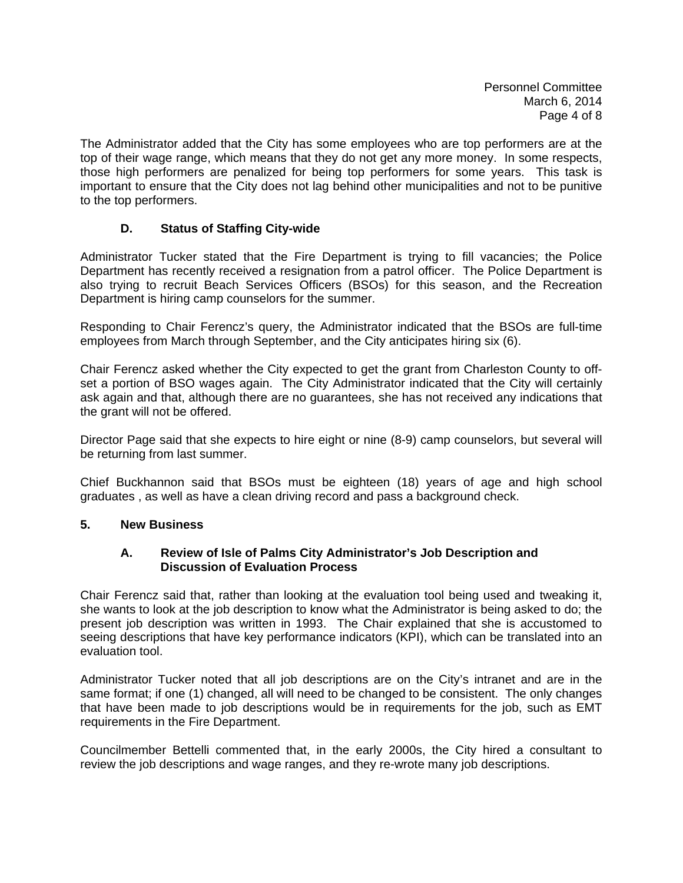The Administrator added that the City has some employees who are top performers are at the top of their wage range, which means that they do not get any more money. In some respects, those high performers are penalized for being top performers for some years. This task is important to ensure that the City does not lag behind other municipalities and not to be punitive to the top performers.

### D. Status of Staffing City-wide

Administrator Tucker stated that the Fire Department is trying to fill vacancies; the Police Department has recently received a resignation from a patrol officer. The Police Department is also trying to recruit Beach Services Officers (BSOs) for this season, and the Recreation Department is hiring camp counselors for the summer.

Responding to Chair Ferencz's query, the Administrator indicated that the BSOs are full-time employees from March through September, and the City anticipates hiring six (6).

Chair Ferencz asked whether the City expected to get the grant from Charleston County to off-set a portion of BSO wages again. The City Administrator indicated that the City will certainly ask again and that, although there are no guarantees, she has not received any indications that the grant will not be offered.

Director Page said that she expects to hire eight or nine (8-9) camp counselors, but several will be returning from last summer.

Chief Buckhannon said that BSOs must be eighteen (18) years of age and high school graduates , as well as have a clean driving record and pass a background check.

## 5. New Business

### A. Review of Isle of Palms City Administrator's Job Description and Discussion of Evaluation Process

Chair Ferencz said that, rather than looking at the evaluation tool being used and tweaking it, she wants to look at the job description to know what the Administrator is being asked to do; the present job description was written in 1993. The Chair explained that she is accustomed to seeing descriptions that have key performance indicators (KPI), which can be translated into an evaluation tool.

Administrator Tucker noted that all job descriptions are on the City's intranet and are in the same format; if one (1) changed, all will need to be changed to be consistent. The only changes that have been made to job descriptions would be in requirements for the job, such as EMT requirements in the Fire Department.

Councilmember Bettelli commented that, in the early 2000s, the City hired a consultant to review the job descriptions and wage ranges, and they re-wrote many job descriptions.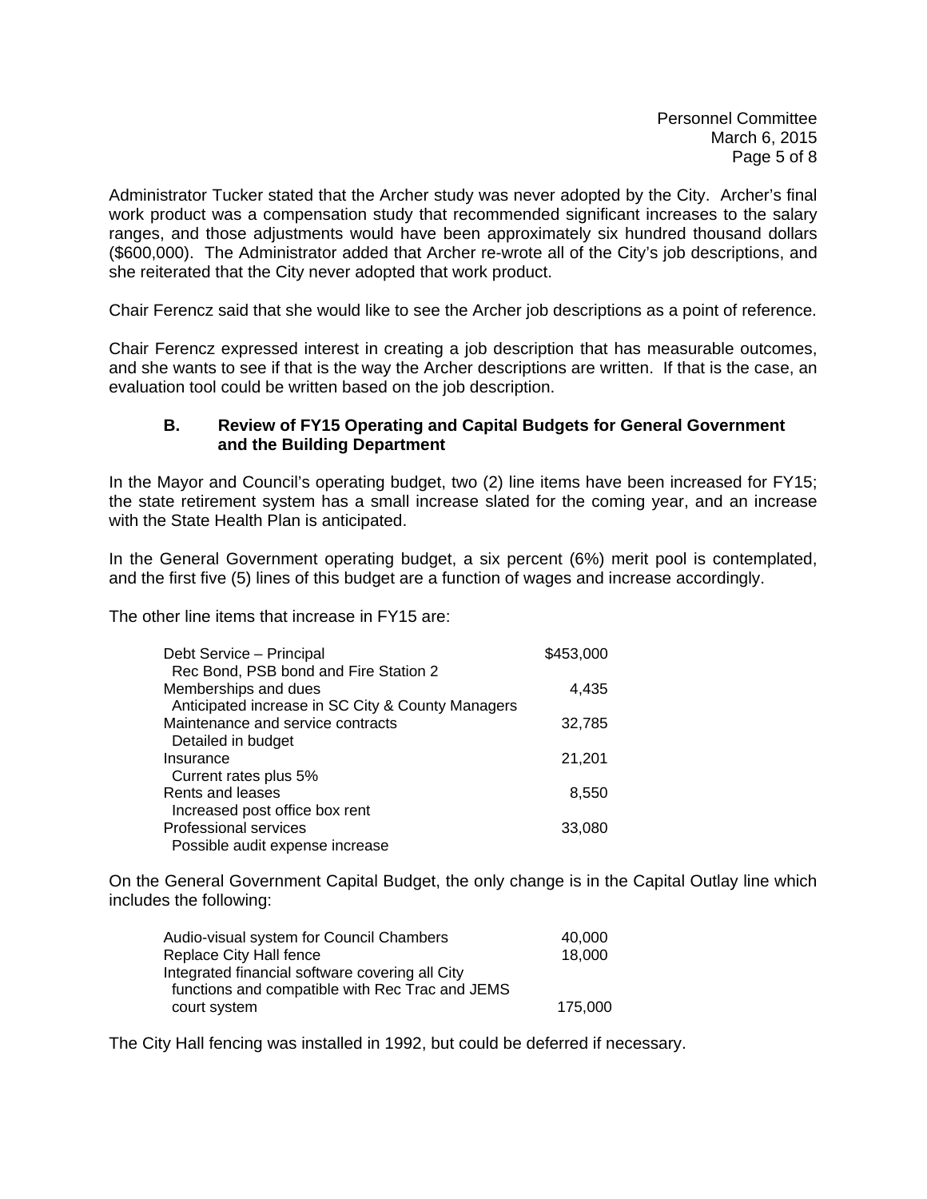Administrator Tucker stated that the Archer study was never adopted by the City. Archer's final work product was a compensation study that recommended significant increases to the salary ranges, and those adjustments would have been approximately six hundred thousand dollars ($600,000). The Administrator added that Archer re-wrote all of the City's job descriptions, and she reiterated that the City never adopted that work product.

Chair Ferencz said that she would like to see the Archer job descriptions as a point of reference.

Chair Ferencz expressed interest in creating a job description that has measurable outcomes, and she wants to see if that is the way the Archer descriptions are written. If that is the case, an evaluation tool could be written based on the job description.

### B. Review of FY15 Operating and Capital Budgets for General Government and the Building Department

In the Mayor and Council's operating budget, two (2) line items have been increased for FY15; the state retirement system has a small increase slated for the coming year, and an increase with the State Health Plan is anticipated.

In the General Government operating budget, a six percent (6%) merit pool is contemplated, and the first five (5) lines of this budget are a function of wages and increase accordingly.

The other line items that increase in FY15 are:

| | |
|---|---|
| Debt Service – Principal<br>Rec Bond, PSB bond and Fire Station 2 | $453,000 |
| Memberships and dues<br>Anticipated increase in SC City & County Managers | 4,435 |
| Maintenance and service contracts<br>Detailed in budget | 32,785 |
| Insurance<br>Current rates plus 5% | 21,201 |
| Rents and leases<br>Increased post office box rent | 8,550 |
| Professional services<br>Possible audit expense increase | 33,080 |

On the General Government Capital Budget, the only change is in the Capital Outlay line which includes the following:

| | |
|---|---|
| Audio-visual system for Council Chambers | 40,000 |
| Replace City Hall fence | 18,000 |
| Integrated financial software covering all City functions and compatible with Rec Trac and JEMS court system | 175,000 |

The City Hall fencing was installed in 1992, but could be deferred if necessary.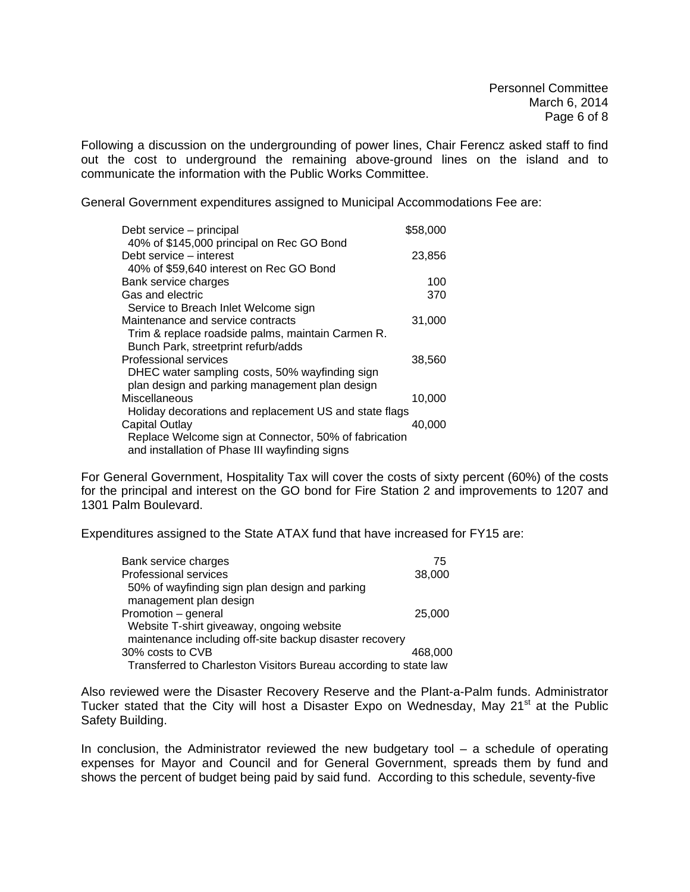Following a discussion on the undergrounding of power lines, Chair Ferencz asked staff to find out the cost to underground the remaining above-ground lines on the island and to communicate the information with the Public Works Committee.

General Government expenditures assigned to Municipal Accommodations Fee are:

| | |
|---|---|
| Debt service – principal<br>40% of $145,000 principal on Rec GO Bond | $58,000 |
| Debt service – interest<br>40% of $59,640 interest on Rec GO Bond | 23,856 |
| Bank service charges | 100 |
| Gas and electric<br>Service to Breach Inlet Welcome sign | 370 |
| Maintenance and service contracts<br>Trim & replace roadside palms, maintain Carmen R. Bunch Park, streetprint refurb/adds | 31,000 |
| Professional services<br>DHEC water sampling costs, 50% wayfinding sign plan design and parking management plan design | 38,560 |
| Miscellaneous<br>Holiday decorations and replacement US and state flags | 10,000 |
| Capital Outlay<br>Replace Welcome sign at Connector, 50% of fabrication and installation of Phase III wayfinding signs | 40,000 |

For General Government, Hospitality Tax will cover the costs of sixty percent (60%) of the costs for the principal and interest on the GO bond for Fire Station 2 and improvements to 1207 and 1301 Palm Boulevard.

Expenditures assigned to the State ATAX fund that have increased for FY15 are:

| | |
|---|---|
| Bank service charges | 75 |
| Professional services<br>50% of wayfinding sign plan design and parking management plan design | 38,000 |
| Promotion – general<br>Website T-shirt giveaway, ongoing website maintenance including off-site backup disaster recovery | 25,000 |
| 30% costs to CVB<br>Transferred to Charleston Visitors Bureau according to state law | 468,000 |

Also reviewed were the Disaster Recovery Reserve and the Plant-a-Palm funds. Administrator Tucker stated that the City will host a Disaster Expo on Wednesday, May 21st at the Public Safety Building.

In conclusion, the Administrator reviewed the new budgetary tool – a schedule of operating expenses for Mayor and Council and for General Government, spreads them by fund and shows the percent of budget being paid by said fund. According to this schedule, seventy-five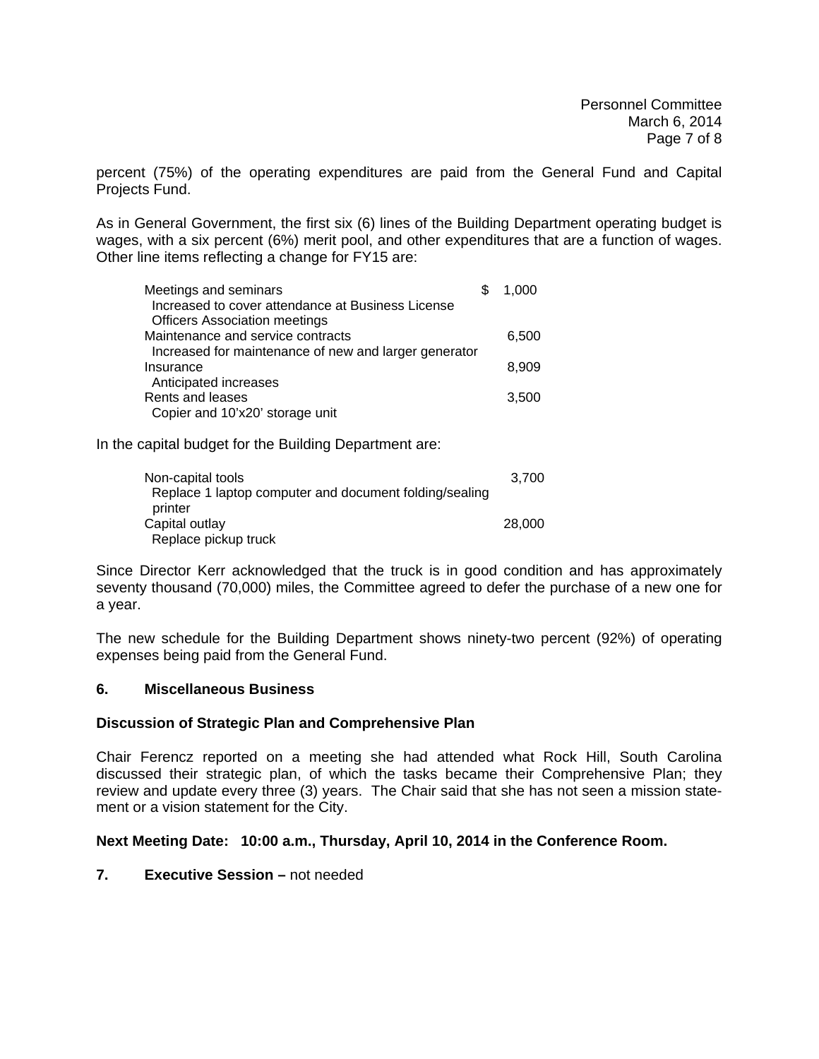percent (75%) of the operating expenditures are paid from the General Fund and Capital Projects Fund.

As in General Government, the first six (6) lines of the Building Department operating budget is wages, with a six percent (6%) merit pool, and other expenditures that are a function of wages. Other line items reflecting a change for FY15 are:

| | |
|---|---|
| Meetings and seminars<br>Increased to cover attendance at Business License Officers Association meetings | $ 1,000 |
| Maintenance and service contracts<br>Increased for maintenance of new and larger generator | 6,500 |
| Insurance<br>Anticipated increases | 8,909 |
| Rents and leases<br>Copier and 10'x20' storage unit | 3,500 |

In the capital budget for the Building Department are:

| | |
|---|---|
| Non-capital tools<br>Replace 1 laptop computer and document folding/sealing printer | 3,700 |
| Capital outlay<br>Replace pickup truck | 28,000 |

Since Director Kerr acknowledged that the truck is in good condition and has approximately seventy thousand (70,000) miles, the Committee agreed to defer the purchase of a new one for a year.

The new schedule for the Building Department shows ninety-two percent (92%) of operating expenses being paid from the General Fund.

**6. Miscellaneous Business**

**Discussion of Strategic Plan and Comprehensive Plan**

Chair Ferencz reported on a meeting she had attended what Rock Hill, South Carolina discussed their strategic plan, of which the tasks became their Comprehensive Plan; they review and update every three (3) years. The Chair said that she has not seen a mission statement or a vision statement for the City.

**Next Meeting Date: 10:00 a.m., Thursday, April 10, 2014 in the Conference Room.**

**7. Executive Session –** not needed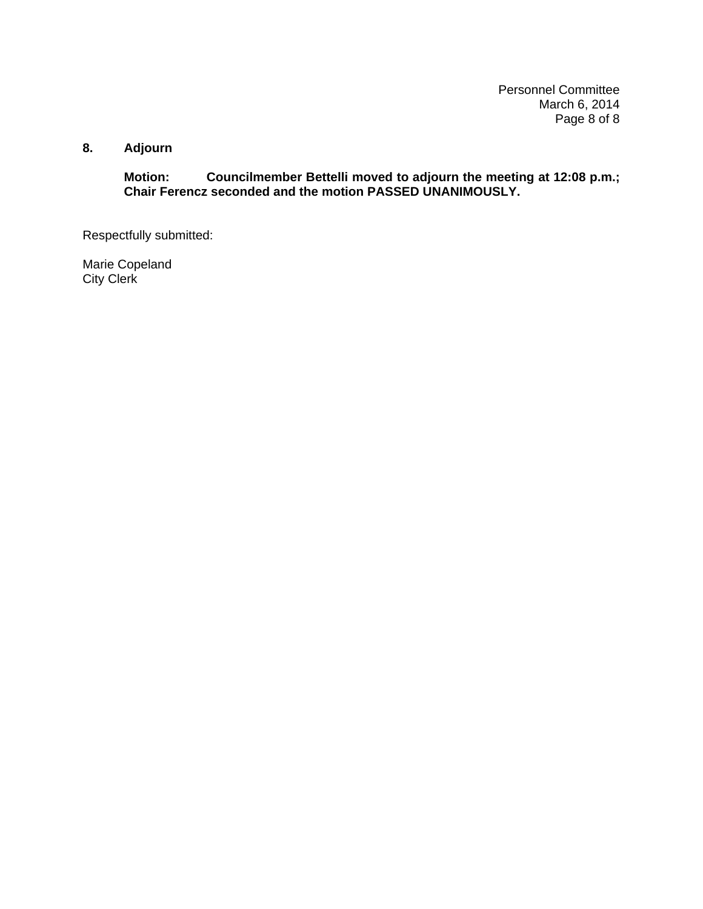**8. Adjourn**

**Motion: Councilmember Bettelli moved to adjourn the meeting at 12:08 p.m.; Chair Ferencz seconded and the motion PASSED UNANIMOUSLY.**

Respectfully submitted:

Marie Copeland
City Clerk